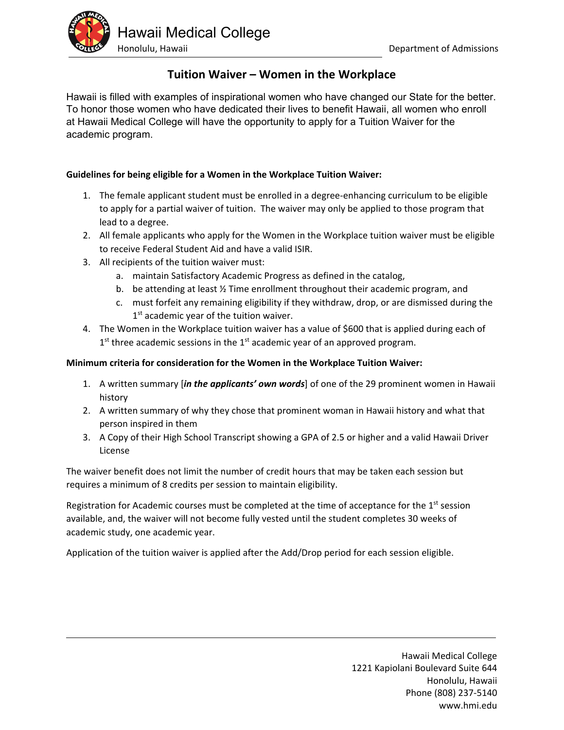Hawaii Medical College
Honolulu, Hawaii

Department of Admissions

# Tuition Waiver – Women in the Workplace

Hawaii is filled with examples of inspirational women who have changed our State for the better. To honor those women who have dedicated their lives to benefit Hawaii, all women who enroll at Hawaii Medical College will have the opportunity to apply for a Tuition Waiver for the academic program.

**Guidelines for being eligible for a Women in the Workplace Tuition Waiver:**

1. The female applicant student must be enrolled in a degree-enhancing curriculum to be eligible to apply for a partial waiver of tuition. The waiver may only be applied to those program that lead to a degree.
2. All female applicants who apply for the Women in the Workplace tuition waiver must be eligible to receive Federal Student Aid and have a valid ISIR.
3. All recipients of the tuition waiver must:
   a. maintain Satisfactory Academic Progress as defined in the catalog,
   b. be attending at least ½ Time enrollment throughout their academic program, and
   c. must forfeit any remaining eligibility if they withdraw, drop, or are dismissed during the 1st academic year of the tuition waiver.
4. The Women in the Workplace tuition waiver has a value of $600 that is applied during each of 1st three academic sessions in the 1st academic year of an approved program.

**Minimum criteria for consideration for the Women in the Workplace Tuition Waiver:**

1. A written summary [***in the applicants' own words***] of one of the 29 prominent women in Hawaii history
2. A written summary of why they chose that prominent woman in Hawaii history and what that person inspired in them
3. A Copy of their High School Transcript showing a GPA of 2.5 or higher and a valid Hawaii Driver License

The waiver benefit does not limit the number of credit hours that may be taken each session but requires a minimum of 8 credits per session to maintain eligibility.

Registration for Academic courses must be completed at the time of acceptance for the 1st session available, and, the waiver will not become fully vested until the student completes 30 weeks of academic study, one academic year.

Application of the tuition waiver is applied after the Add/Drop period for each session eligible.

Hawaii Medical College
1221 Kapiolani Boulevard Suite 644
Honolulu, Hawaii
Phone (808) 237-5140
www.hmi.edu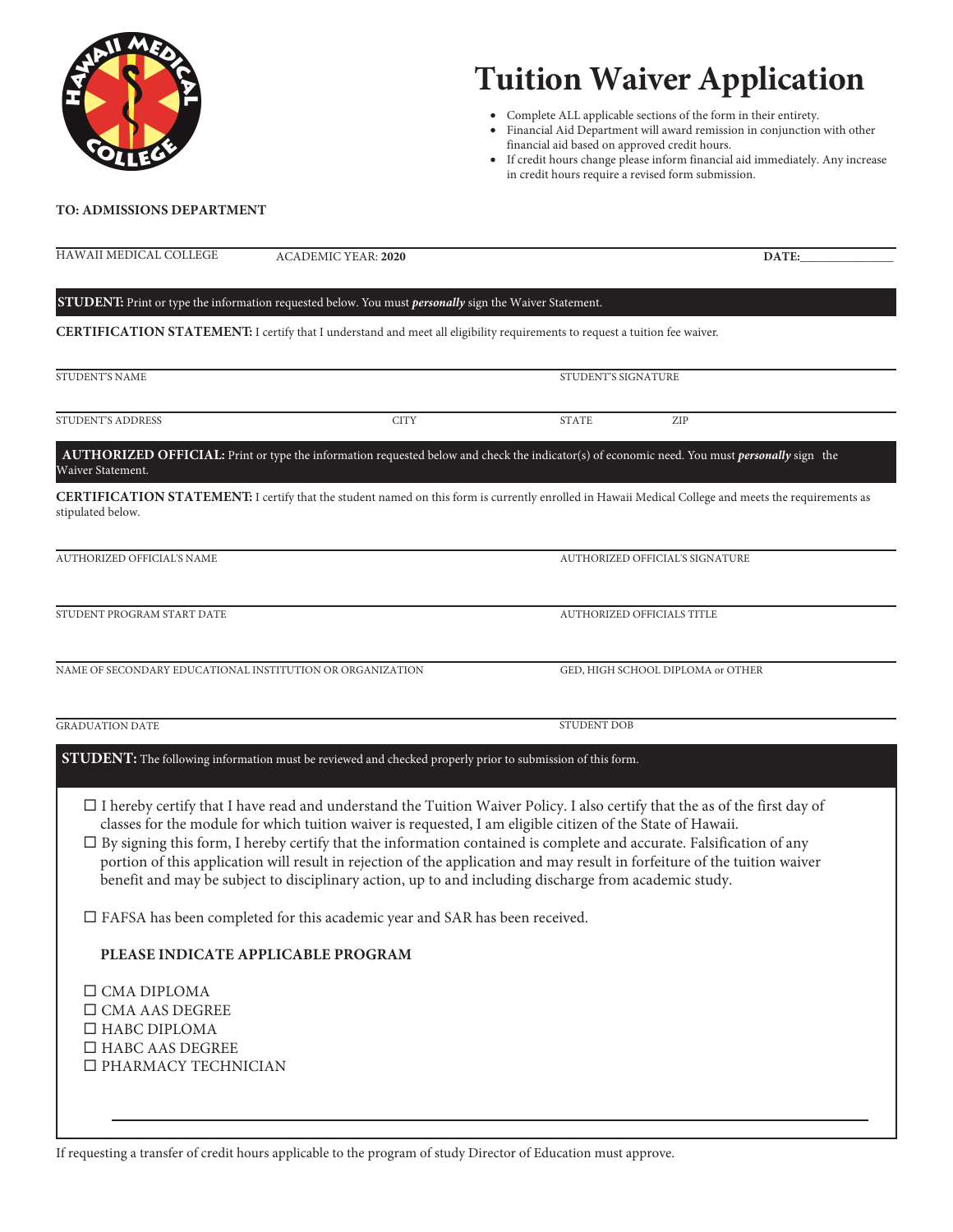# Tuition Waiver Application

- Complete ALL applicable sections of the form in their entirety.
- Financial Aid Department will award remission in conjunction with other financial aid based on approved credit hours.
- If credit hours change please inform financial aid immediately. Any increase in credit hours require a revised form submission.

**TO: ADMISSIONS DEPARTMENT**

HAWAII MEDICAL COLLEGE ACADEMIC YEAR: **2020** **DATE:**_______________

**STUDENT:** Print or type the information requested below. You must ***personally*** sign the Waiver Statement.

**CERTIFICATION STATEMENT:** I certify that I understand and meet all eligibility requirements to request a tuition fee waiver.

STUDENT'S NAME STUDENT'S SIGNATURE

STUDENT'S ADDRESS CITY STATE ZIP

**AUTHORIZED OFFICIAL:** Print or type the information requested below and check the indicator(s) of economic need. You must ***personally*** sign the Waiver Statement.

**CERTIFICATION STATEMENT:** I certify that the student named on this form is currently enrolled in Hawaii Medical College and meets the requirements as stipulated below.

AUTHORIZED OFFICIAL'S NAME AUTHORIZED OFFICIAL'S SIGNATURE

STUDENT PROGRAM START DATE AUTHORIZED OFFICIALS TITLE

NAME OF SECONDARY EDUCATIONAL INSTITUTION OR ORGANIZATION GED, HIGH SCHOOL DIPLOMA or OTHER

GRADUATION DATE STUDENT DOB

**STUDENT:** The following information must be reviewed and checked properly prior to submission of this form.

☐ I hereby certify that I have read and understand the Tuition Waiver Policy. I also certify that the as of the first day of classes for the module for which tuition waiver is requested, I am eligible citizen of the State of Hawaii.

☐ By signing this form, I hereby certify that the information contained is complete and accurate. Falsification of any portion of this application will result in rejection of the application and may result in forfeiture of the tuition waiver benefit and may be subject to disciplinary action, up to and including discharge from academic study.

☐ FAFSA has been completed for this academic year and SAR has been received.

**PLEASE INDICATE APPLICABLE PROGRAM**

☐ CMA DIPLOMA
☐ CMA AAS DEGREE
☐ HABC DIPLOMA
☐ HABC AAS DEGREE
☐ PHARMACY TECHNICIAN

If requesting a transfer of credit hours applicable to the program of study Director of Education must approve.